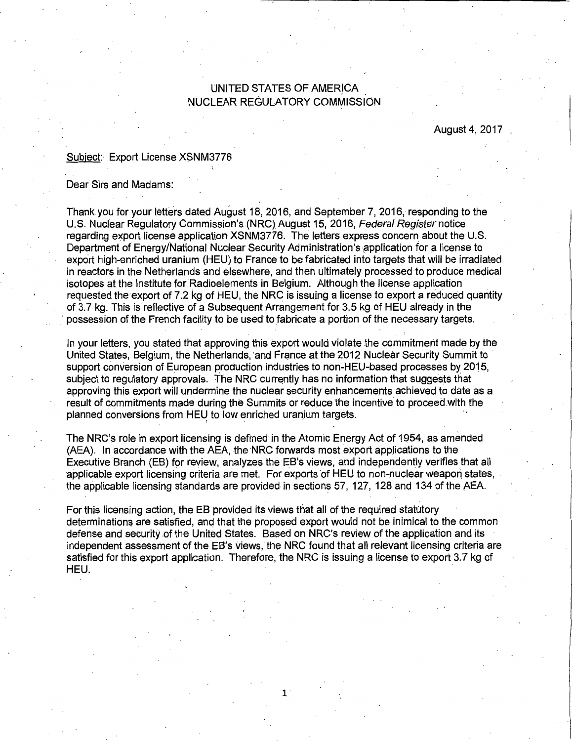UNITED STATES OF AMERICA
NUCLEAR REGULATORY COMMISSION

August 4, 2017

Subject: Export License XSNM3776

Dear Sirs and Madams:

Thank you for your letters dated August 18, 2016, and September 7, 2016, responding to the U.S. Nuclear Regulatory Commission's (NRC) August 15, 2016, *Federal Register* notice regarding export license application XSNM3776. The letters express concern about the U.S. Department of Energy/National Nuclear Security Administration's application for a license to export high-enriched uranium (HEU) to France to be fabricated into targets that will be irradiated in reactors in the Netherlands and elsewhere, and then ultimately processed to produce medical isotopes at the Institute for Radioelements in Belgium. Although the license application requested the export of 7.2 kg of HEU, the NRC is issuing a license to export a reduced quantity of 3.7 kg. This is reflective of a Subsequent Arrangement for 3.5 kg of HEU already in the possession of the French facility to be used to fabricate a portion of the necessary targets.

In your letters, you stated that approving this export would violate the commitment made by the United States, Belgium, the Netherlands, and France at the 2012 Nuclear Security Summit to support conversion of European production industries to non-HEU-based processes by 2015, subject to regulatory approvals. The NRC currently has no information that suggests that approving this export will undermine the nuclear security enhancements achieved to date as a result of commitments made during the Summits or reduce the incentive to proceed with the planned conversions from HEU to low enriched uranium targets.

The NRC's role in export licensing is defined in the Atomic Energy Act of 1954, as amended (AEA). In accordance with the AEA, the NRC forwards most export applications to the Executive Branch (EB) for review, analyzes the EB's views, and independently verifies that all applicable export licensing criteria are met. For exports of HEU to non-nuclear weapon states, the applicable licensing standards are provided in sections 57, 127, 128 and 134 of the AEA.

For this licensing action, the EB provided its views that all of the required statutory determinations are satisfied, and that the proposed export would not be inimical to the common defense and security of the United States. Based on NRC's review of the application and its independent assessment of the EB's views, the NRC found that all relevant licensing criteria are satisfied for this export application. Therefore, the NRC is issuing a license to export 3.7 kg of HEU.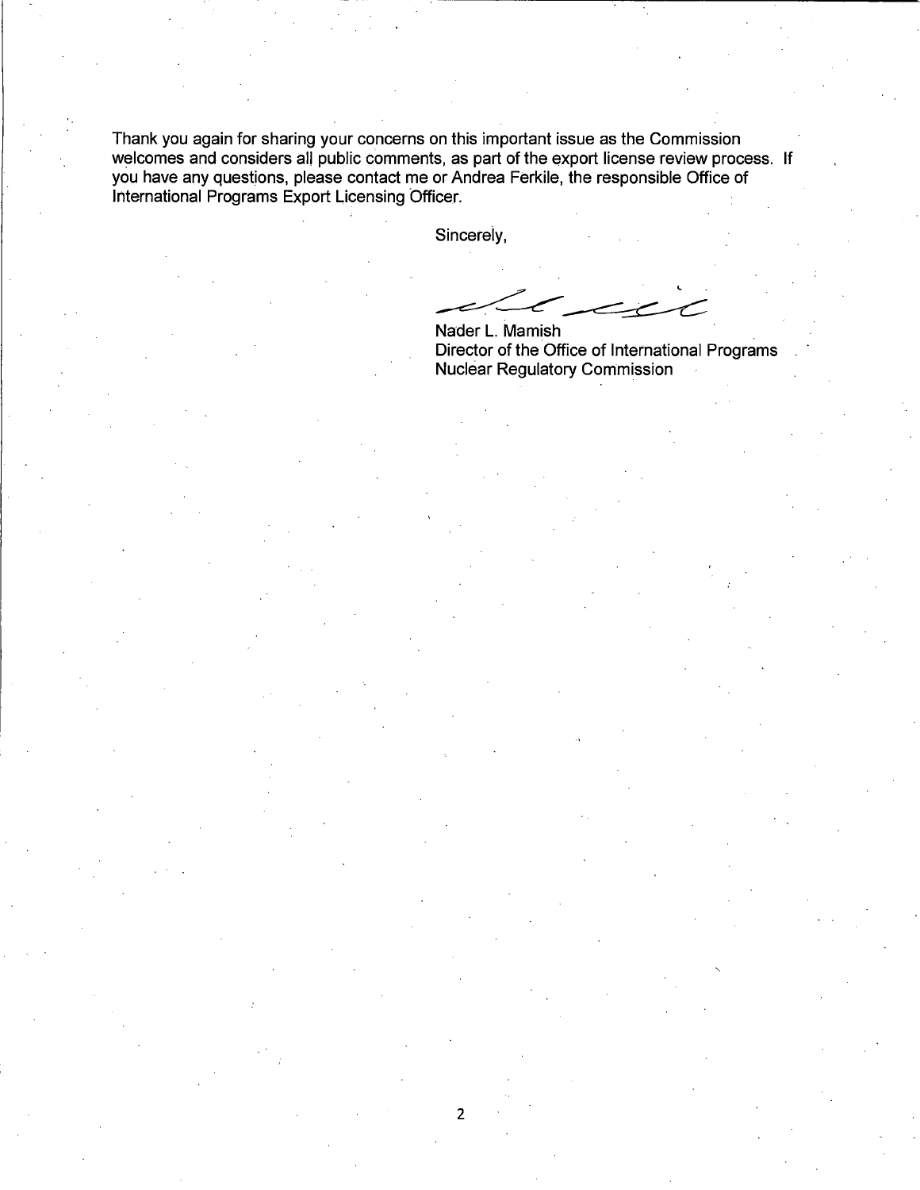Thank you again for sharing your concerns on this important issue as the Commission welcomes and considers all public comments, as part of the export license review process. If you have any questions, please contact me or Andrea Ferkile, the responsible Office of International Programs Export Licensing Officer.

Sincerely,

Nader L. Mamish
Director of the Office of International Programs
Nuclear Regulatory Commission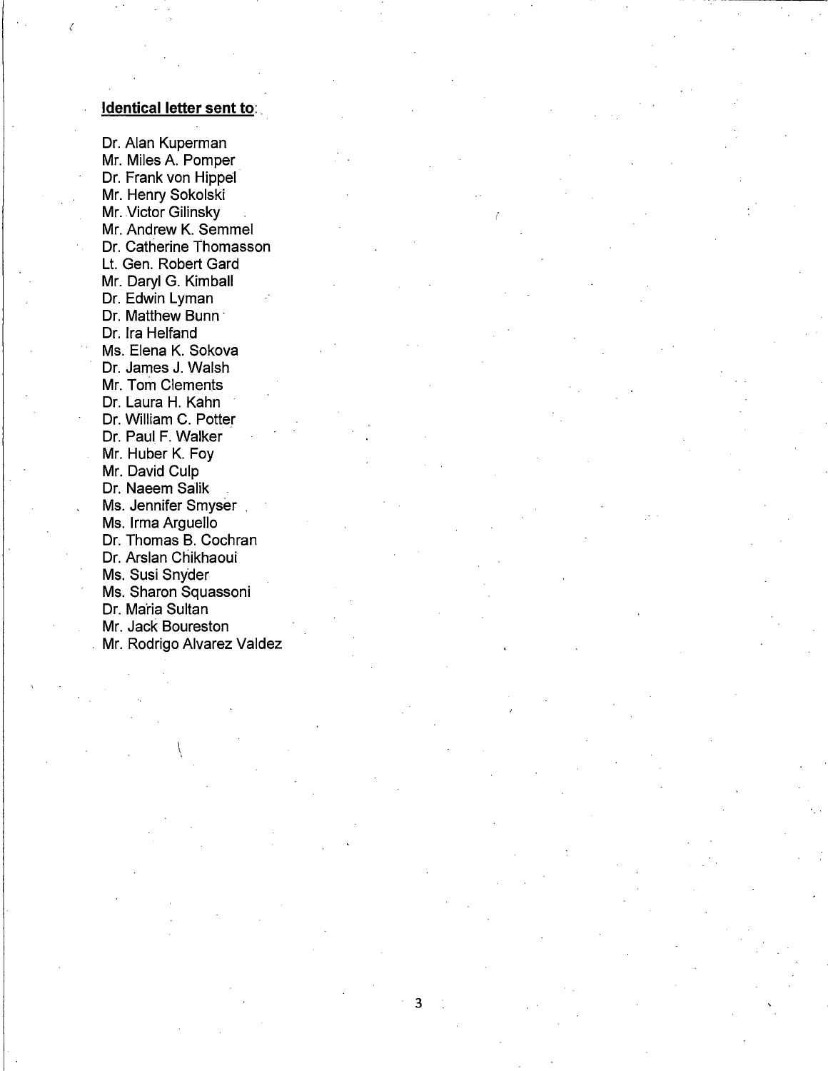**Identical letter sent to**:

Dr. Alan Kuperman
Mr. Miles A. Pomper
Dr. Frank von Hippel
Mr. Henry Sokolski
Mr. Victor Gilinsky
Mr. Andrew K. Semmel
Dr. Catherine Thomasson
Lt. Gen. Robert Gard
Mr. Daryl G. Kimball
Dr. Edwin Lyman
Dr. Matthew Bunn
Dr. Ira Helfand
Ms. Elena K. Sokova
Dr. James J. Walsh
Mr. Tom Clements
Dr. Laura H. Kahn
Dr. William C. Potter
Dr. Paul F. Walker
Mr. Huber K. Foy
Mr. David Culp
Dr. Naeem Salik
Ms. Jennifer Smyser
Ms. Irma Arguello
Dr. Thomas B. Cochran
Dr. Arslan Chikhaoui
Ms. Susi Snyder
Ms. Sharon Squassoni
Dr. Maria Sultan
Mr. Jack Boureston
Mr. Rodrigo Alvarez Valdez